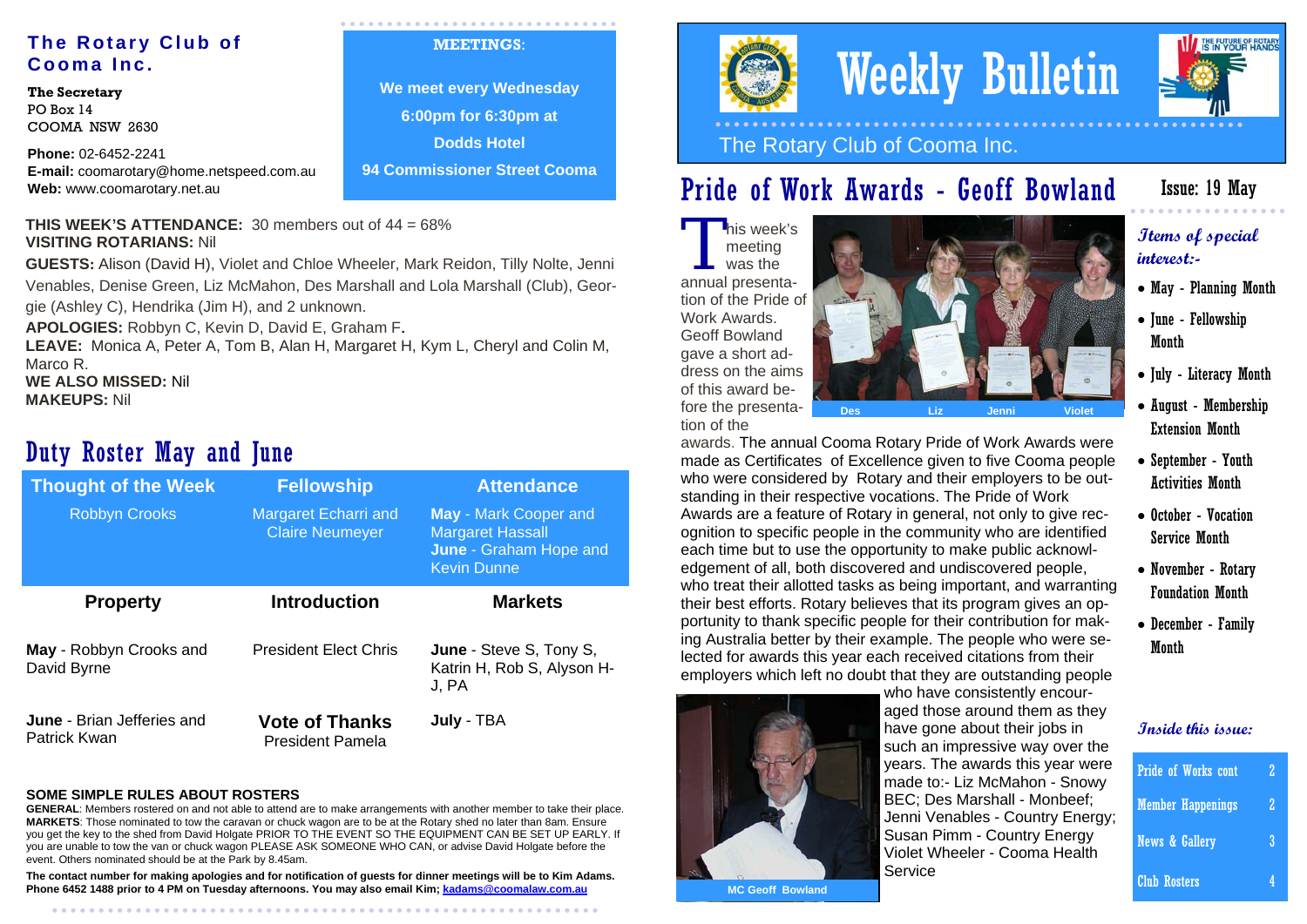**The Rotary Club of Cooma Inc.**

**The Secretary**
PO Box 14
COOMA NSW 2630

**Phone:** 02-6452-2241
**E-mail:** coomarotary@home.netspeed.com.au
**Web:** www.coomarotary.net.au

**MEETINGS:**

We meet every Wednesday
6:00pm for 6:30pm at
Dodds Hotel
94 Commissioner Street Cooma

**THIS WEEK'S ATTENDANCE:** 30 members out of 44 = 68%
**VISITING ROTARIANS:** Nil
**GUESTS:** Alison (David H), Violet and Chloe Wheeler, Mark Reidon, Tilly Nolte, Jenni Venables, Denise Green, Liz McMahon, Des Marshall and Lola Marshall (Club), Georgie (Ashley C), Hendrika (Jim H), and 2 unknown.
**APOLOGIES:** Robbyn C, Kevin D, David E, Graham F.
**LEAVE:** Monica A, Peter A, Tom B, Alan H, Margaret H, Kym L, Cheryl and Colin M, Marco R.
**WE ALSO MISSED:** Nil
**MAKEUPS:** Nil

## Duty Roster May and June

| Thought of the Week | Fellowship | Attendance |
|---|---|---|
| Robbyn Crooks | Margaret Echarri and Claire Neumeyer | **May** - Mark Cooper and Margaret Hassall **June** - Graham Hope and Kevin Dunne |
| **Property** | **Introduction** | **Markets** |
| **May** - Robbyn Crooks and David Byrne | President Elect Chris | **June** - Steve S, Tony S, Katrin H, Rob S, Alyson H-J, PA |
| **June** - Brian Jefferies and Patrick Kwan | **Vote of Thanks** President Pamela | **July** - TBA |

**SOME SIMPLE RULES ABOUT ROSTERS**

**GENERAL**: Members rostered on and not able to attend are to make arrangements with another member to take their place.
**MARKETS**: Those nominated to tow the caravan or chuck wagon are to be at the Rotary shed no later than 8am. Ensure you get the key to the shed from David Holgate PRIOR TO THE EVENT SO THE EQUIPMENT CAN BE SET UP EARLY. If you are unable to tow the van or chuck wagon PLEASE ASK SOMEONE WHO CAN, or advise David Holgate before the event. Others nominated should be at the Park by 8.45am.

**The contact number for making apologies and for notification of guests for dinner meetings will be to Kim Adams. Phone 6452 1488 prior to 4 PM on Tuesday afternoons. You may also email Kim; kadams@coomalaw.com.au**

# Weekly Bulletin

The Rotary Club of Cooma Inc.

Issue: 19 May

## Pride of Work Awards - Geoff Bowland

This week's meeting was the annual presentation of the Pride of Work Awards. Geoff Bowland gave a short address on the aims of this award before the presentation of the awards. The annual Cooma Rotary Pride of Work Awards were made as Certificates of Excellence given to five Cooma people who were considered by Rotary and their employers to be outstanding in their respective vocations. The Pride of Work Awards are a feature of Rotary in general, not only to give recognition to specific people in the community who are identified each time but to use the opportunity to make public acknowledgement of all, both discovered and undiscovered people, who treat their allotted tasks as being important, and warranting their best efforts. Rotary believes that its program gives an opportunity to thank specific people for their contribution for making Australia better by their example. The people who were selected for awards this year each received citations from their employers which left no doubt that they are outstanding people who have consistently encouraged those around them as they have gone about their jobs in such an impressive way over the years. The awards this year were made to:- Liz McMahon - Snowy BEC; Des Marshall - Monbeef; Jenni Venables - Country Energy; Susan Pimm - Country Energy Violet Wheeler - Cooma Health Service

Des Liz Jenni Violet

MC Geoff Bowland

### Items of special interest:-

- May - Planning Month
- June - Fellowship Month
- July - Literacy Month
- August - Membership Extension Month
- September - Youth Activities Month
- October - Vocation Service Month
- November - Rotary Foundation Month
- December - Family Month

### Inside this issue:

| | |
|---|---|
| Pride of Works cont | 2 |
| Member Happenings | 2 |
| News & Gallery | 3 |
| Club Rosters | 4 |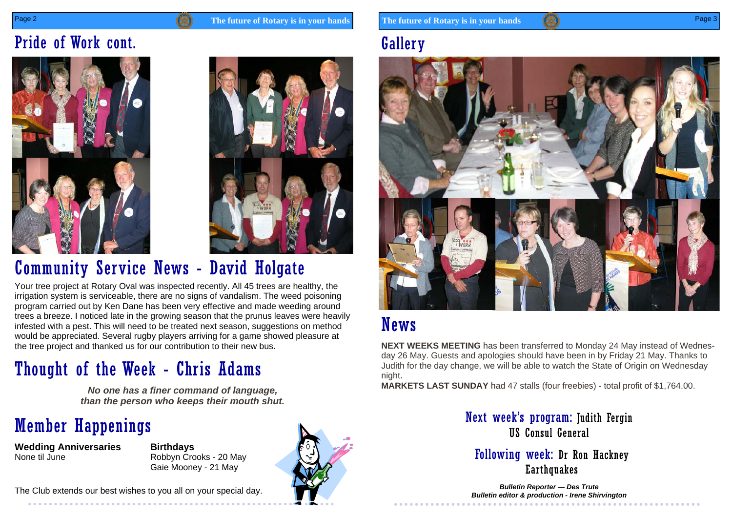## Pride of Work cont.

## Community Service News - David Holgate

Your tree project at Rotary Oval was inspected recently. All 45 trees are healthy, the irrigation system is serviceable, there are no signs of vandalism. The weed poisoning program carried out by Ken Dane has been very effective and made weeding around trees a breeze. I noticed late in the growing season that the prunus leaves were heavily infested with a pest. This will need to be treated next season, suggestions on method would be appreciated. Several rugby players arriving for a game showed pleasure at the tree project and thanked us for our contribution to their new bus.

## Thought of the Week - Chris Adams

***No one has a finer command of language, than the person who keeps their mouth shut.***

## Member Happenings

**Wedding Anniversaries**
None til June

**Birthdays**
Robbyn Crooks - 20 May
Gaie Mooney - 21 May

The Club extends our best wishes to you all on your special day.

## Gallery

## News

**NEXT WEEKS MEETING** has been transferred to Monday 24 May instead of Wednesday 26 May. Guests and apologies should have been in by Friday 21 May. Thanks to Judith for the day change, we will be able to watch the State of Origin on Wednesday night.

**MARKETS LAST SUNDAY** had 47 stalls (four freebies) - total profit of $1,764.00.

**Next week's program:** Judith Fergin
US Consul General

**Following week:** Dr Ron Hackney
Earthquakes

***Bulletin Reporter — Des Trute***
***Bulletin editor & production - Irene Shirvington***